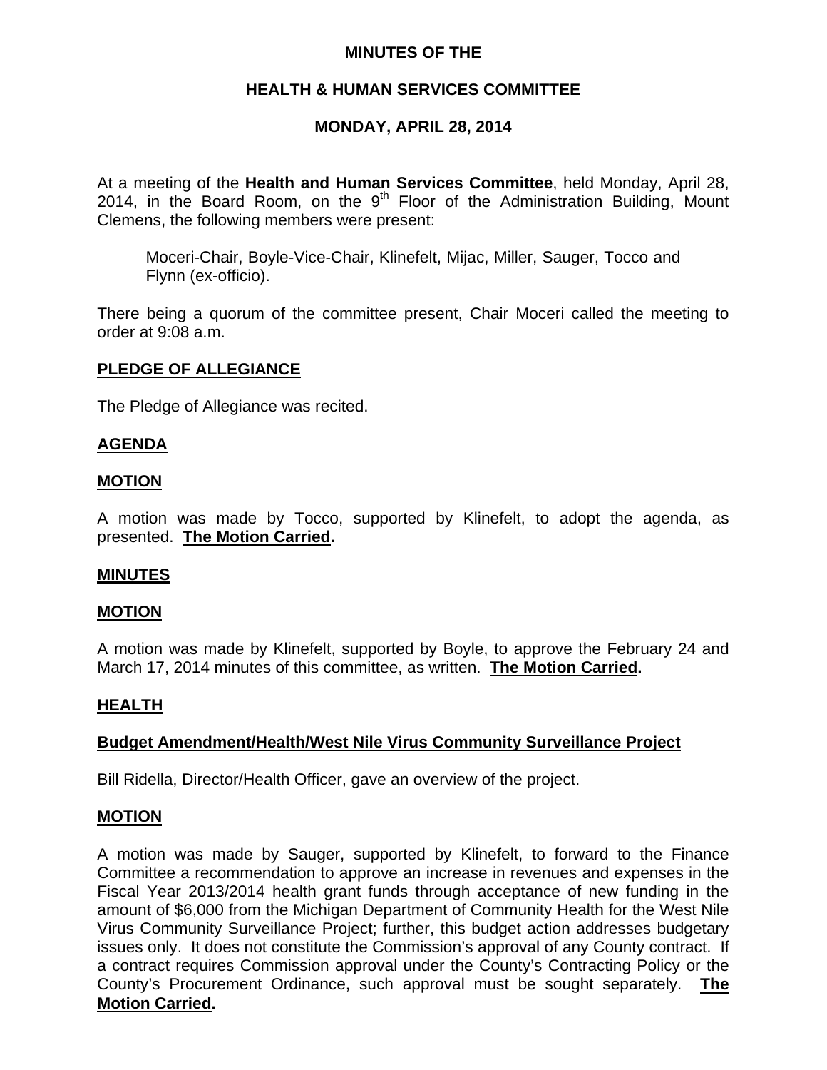# MINUTES OF THE

## HEALTH & HUMAN SERVICES COMMITTEE

## MONDAY, APRIL 28, 2014

At a meeting of the **Health and Human Services Committee**, held Monday, April 28, 2014, in the Board Room, on the 9th Floor of the Administration Building, Mount Clemens, the following members were present:

> Moceri-Chair, Boyle-Vice-Chair, Klinefelt, Mijac, Miller, Sauger, Tocco and Flynn (ex-officio).

There being a quorum of the committee present, Chair Moceri called the meeting to order at 9:08 a.m.

### PLEDGE OF ALLEGIANCE

The Pledge of Allegiance was recited.

### AGENDA

### MOTION

A motion was made by Tocco, supported by Klinefelt, to adopt the agenda, as presented. **The Motion Carried.**

### MINUTES

### MOTION

A motion was made by Klinefelt, supported by Boyle, to approve the February 24 and March 17, 2014 minutes of this committee, as written. **The Motion Carried.**

### HEALTH

### Budget Amendment/Health/West Nile Virus Community Surveillance Project

Bill Ridella, Director/Health Officer, gave an overview of the project.

### MOTION

A motion was made by Sauger, supported by Klinefelt, to forward to the Finance Committee a recommendation to approve an increase in revenues and expenses in the Fiscal Year 2013/2014 health grant funds through acceptance of new funding in the amount of $6,000 from the Michigan Department of Community Health for the West Nile Virus Community Surveillance Project; further, this budget action addresses budgetary issues only. It does not constitute the Commission's approval of any County contract. If a contract requires Commission approval under the County's Contracting Policy or the County's Procurement Ordinance, such approval must be sought separately. **The Motion Carried.**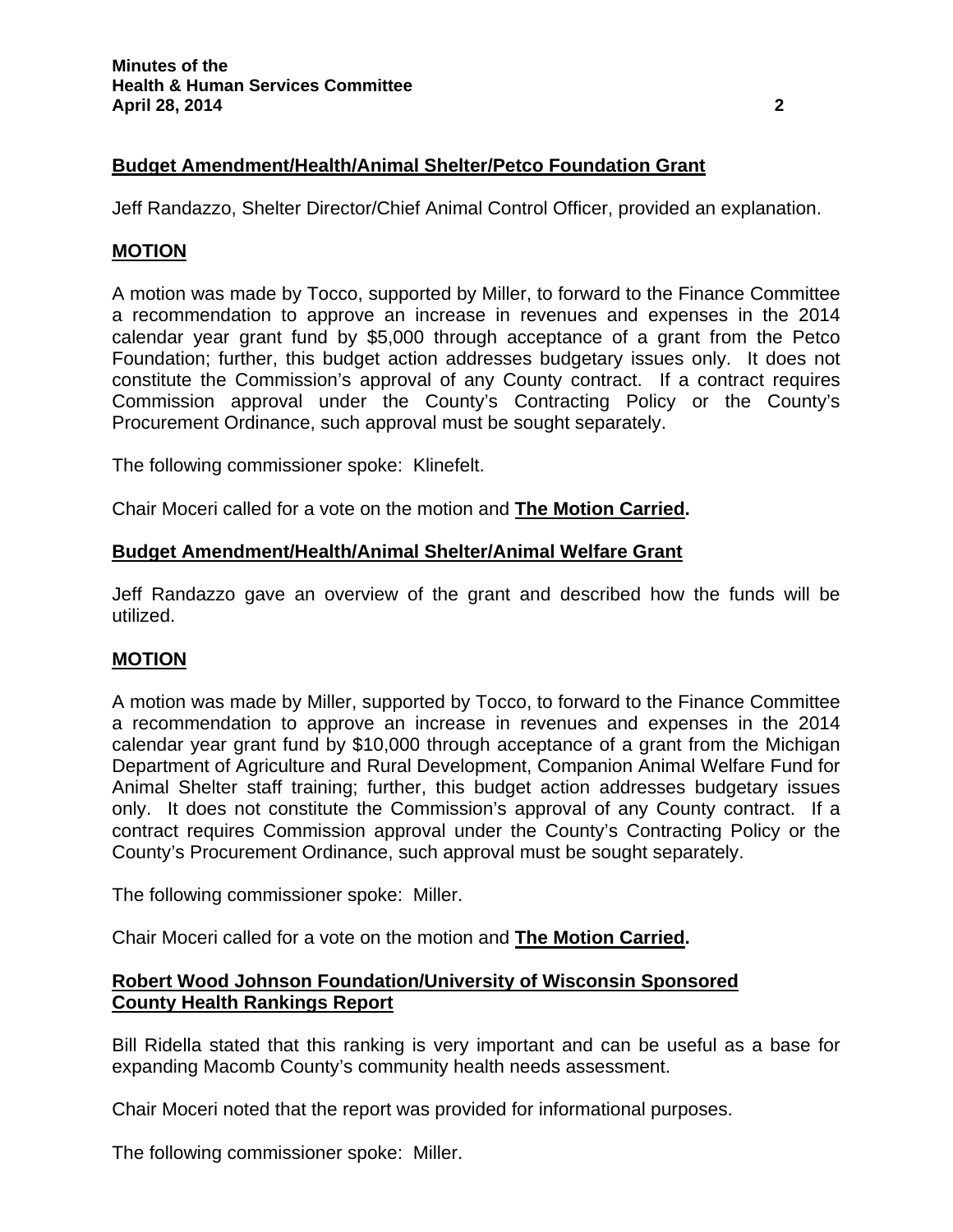**Budget Amendment/Health/Animal Shelter/Petco Foundation Grant**

Jeff Randazzo, Shelter Director/Chief Animal Control Officer, provided an explanation.

**MOTION**

A motion was made by Tocco, supported by Miller, to forward to the Finance Committee a recommendation to approve an increase in revenues and expenses in the 2014 calendar year grant fund by $5,000 through acceptance of a grant from the Petco Foundation; further, this budget action addresses budgetary issues only. It does not constitute the Commission's approval of any County contract. If a contract requires Commission approval under the County's Contracting Policy or the County's Procurement Ordinance, such approval must be sought separately.

The following commissioner spoke: Klinefelt.

Chair Moceri called for a vote on the motion and **The Motion Carried.**

**Budget Amendment/Health/Animal Shelter/Animal Welfare Grant**

Jeff Randazzo gave an overview of the grant and described how the funds will be utilized.

**MOTION**

A motion was made by Miller, supported by Tocco, to forward to the Finance Committee a recommendation to approve an increase in revenues and expenses in the 2014 calendar year grant fund by $10,000 through acceptance of a grant from the Michigan Department of Agriculture and Rural Development, Companion Animal Welfare Fund for Animal Shelter staff training; further, this budget action addresses budgetary issues only. It does not constitute the Commission's approval of any County contract. If a contract requires Commission approval under the County's Contracting Policy or the County's Procurement Ordinance, such approval must be sought separately.

The following commissioner spoke: Miller.

Chair Moceri called for a vote on the motion and **The Motion Carried.**

**Robert Wood Johnson Foundation/University of Wisconsin Sponsored County Health Rankings Report**

Bill Ridella stated that this ranking is very important and can be useful as a base for expanding Macomb County's community health needs assessment.

Chair Moceri noted that the report was provided for informational purposes.

The following commissioner spoke: Miller.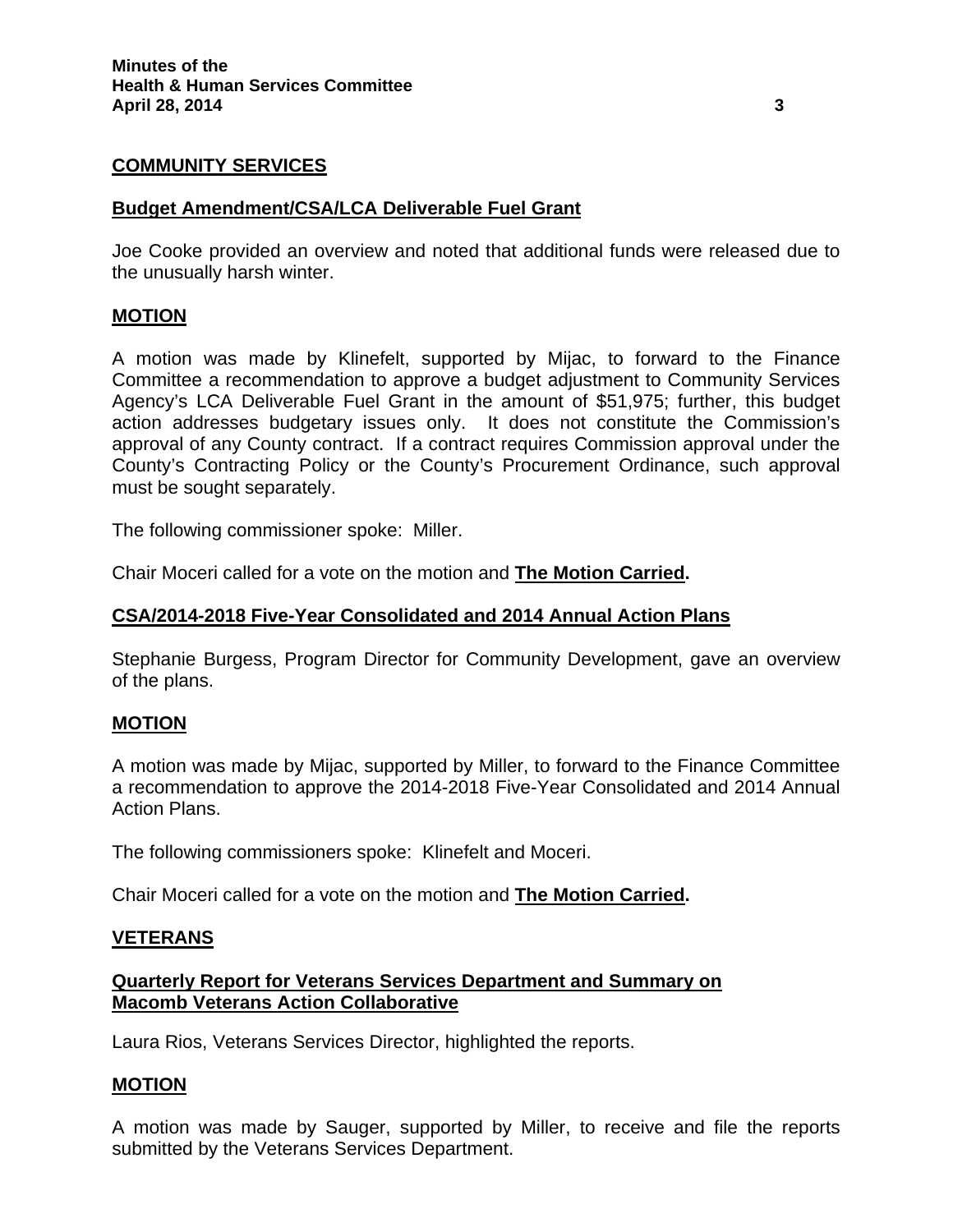## COMMUNITY SERVICES

### Budget Amendment/CSA/LCA Deliverable Fuel Grant

Joe Cooke provided an overview and noted that additional funds were released due to the unusually harsh winter.

### MOTION

A motion was made by Klinefelt, supported by Mijac, to forward to the Finance Committee a recommendation to approve a budget adjustment to Community Services Agency's LCA Deliverable Fuel Grant in the amount of $51,975; further, this budget action addresses budgetary issues only. It does not constitute the Commission's approval of any County contract. If a contract requires Commission approval under the County's Contracting Policy or the County's Procurement Ordinance, such approval must be sought separately.

The following commissioner spoke: Miller.

Chair Moceri called for a vote on the motion and **The Motion Carried.**

### CSA/2014-2018 Five-Year Consolidated and 2014 Annual Action Plans

Stephanie Burgess, Program Director for Community Development, gave an overview of the plans.

### MOTION

A motion was made by Mijac, supported by Miller, to forward to the Finance Committee a recommendation to approve the 2014-2018 Five-Year Consolidated and 2014 Annual Action Plans.

The following commissioners spoke: Klinefelt and Moceri.

Chair Moceri called for a vote on the motion and **The Motion Carried.**

## VETERANS

### Quarterly Report for Veterans Services Department and Summary on Macomb Veterans Action Collaborative

Laura Rios, Veterans Services Director, highlighted the reports.

### MOTION

A motion was made by Sauger, supported by Miller, to receive and file the reports submitted by the Veterans Services Department.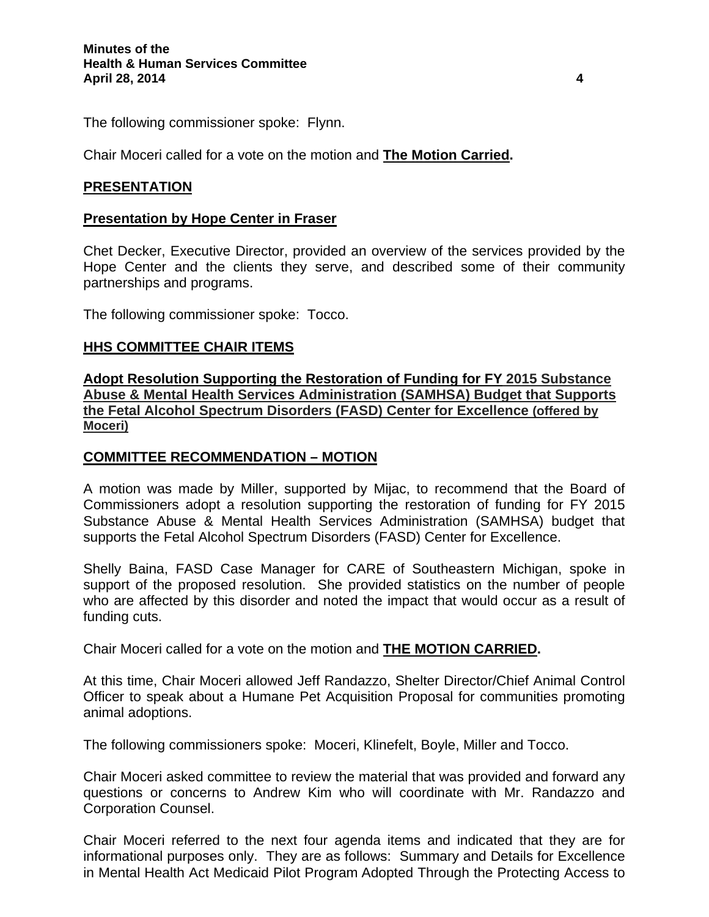The following commissioner spoke: Flynn.

Chair Moceri called for a vote on the motion and **The Motion Carried.**

## PRESENTATION

### Presentation by Hope Center in Fraser

Chet Decker, Executive Director, provided an overview of the services provided by the Hope Center and the clients they serve, and described some of their community partnerships and programs.

The following commissioner spoke: Tocco.

## HHS COMMITTEE CHAIR ITEMS

### Adopt Resolution Supporting the Restoration of Funding for FY 2015 Substance Abuse & Mental Health Services Administration (SAMHSA) Budget that Supports the Fetal Alcohol Spectrum Disorders (FASD) Center for Excellence (offered by Moceri)

## COMMITTEE RECOMMENDATION – MOTION

A motion was made by Miller, supported by Mijac, to recommend that the Board of Commissioners adopt a resolution supporting the restoration of funding for FY 2015 Substance Abuse & Mental Health Services Administration (SAMHSA) budget that supports the Fetal Alcohol Spectrum Disorders (FASD) Center for Excellence.

Shelly Baina, FASD Case Manager for CARE of Southeastern Michigan, spoke in support of the proposed resolution. She provided statistics on the number of people who are affected by this disorder and noted the impact that would occur as a result of funding cuts.

Chair Moceri called for a vote on the motion and **THE MOTION CARRIED.**

At this time, Chair Moceri allowed Jeff Randazzo, Shelter Director/Chief Animal Control Officer to speak about a Humane Pet Acquisition Proposal for communities promoting animal adoptions.

The following commissioners spoke: Moceri, Klinefelt, Boyle, Miller and Tocco.

Chair Moceri asked committee to review the material that was provided and forward any questions or concerns to Andrew Kim who will coordinate with Mr. Randazzo and Corporation Counsel.

Chair Moceri referred to the next four agenda items and indicated that they are for informational purposes only. They are as follows: Summary and Details for Excellence in Mental Health Act Medicaid Pilot Program Adopted Through the Protecting Access to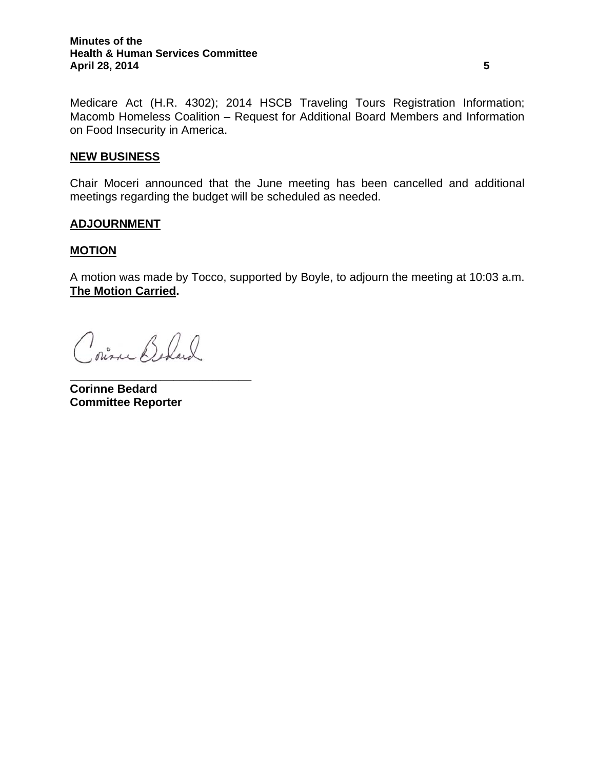Medicare Act (H.R. 4302); 2014 HSCB Traveling Tours Registration Information; Macomb Homeless Coalition – Request for Additional Board Members and Information on Food Insecurity in America.

**NEW BUSINESS**

Chair Moceri announced that the June meeting has been cancelled and additional meetings regarding the budget will be scheduled as needed.

**ADJOURNMENT**

**MOTION**

A motion was made by Tocco, supported by Boyle, to adjourn the meeting at 10:03 a.m. **The Motion Carried.**

_______________________________

**Corinne Bedard**
**Committee Reporter**